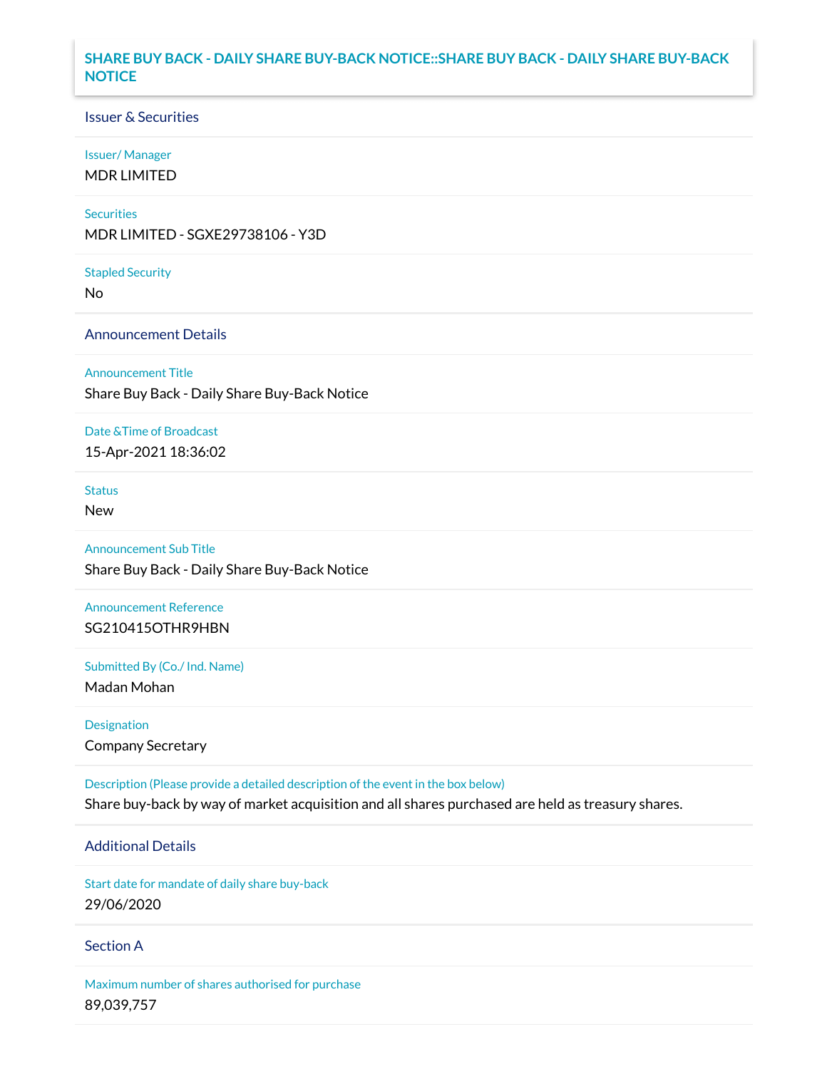# SHARE BUY BACK - DAILY SHARE BUY-BACK NOTICE::SHARE BUY BACK - DAILY SHARE BUY-BACK NOTICE

## Issuer & Securities

**Issuer/ Manager**

MDR LIMITED

**Securities**

MDR LIMITED - SGXE29738106 - Y3D

**Stapled Security**

No

## Announcement Details

**Announcement Title**

Share Buy Back - Daily Share Buy-Back Notice

**Date &Time of Broadcast**

15-Apr-2021 18:36:02

**Status**

New

**Announcement Sub Title**

Share Buy Back - Daily Share Buy-Back Notice

**Announcement Reference**

SG210415OTHR9HBN

**Submitted By (Co./ Ind. Name)**

Madan Mohan

**Designation**

Company Secretary

**Description (Please provide a detailed description of the event in the box below)**

Share buy-back by way of market acquisition and all shares purchased are held as treasury shares.

## Additional Details

**Start date for mandate of daily share buy-back**

29/06/2020

## Section A

**Maximum number of shares authorised for purchase**

89,039,757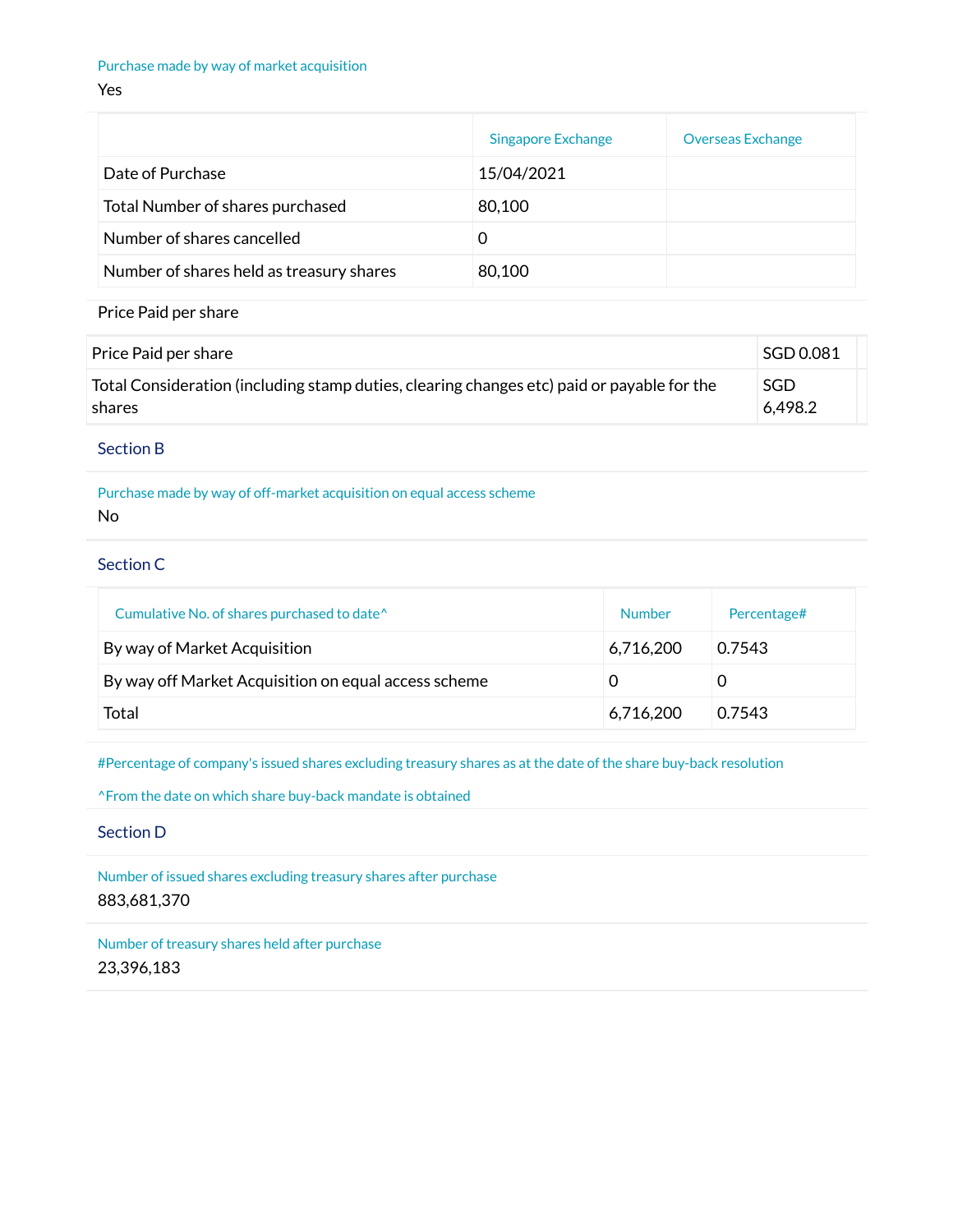Purchase made by way of market acquisition

Yes

| | Singapore Exchange | Overseas Exchange |
|---|---|---|
| Date of Purchase | 15/04/2021 | |
| Total Number of shares purchased | 80,100 | |
| Number of shares cancelled | 0 | |
| Number of shares held as treasury shares | 80,100 | |

Price Paid per share

| | |
|---|---|
| Price Paid per share | SGD 0.081 |
| Total Consideration (including stamp duties, clearing changes etc) paid or payable for the shares | SGD 6,498.2 |

## Section B

Purchase made by way of off-market acquisition on equal access scheme

No

## Section C

| Cumulative No. of shares purchased to date^ | Number | Percentage# |
|---|---|---|
| By way of Market Acquisition | 6,716,200 | 0.7543 |
| By way off Market Acquisition on equal access scheme | 0 | 0 |
| Total | 6,716,200 | 0.7543 |

#Percentage of company's issued shares excluding treasury shares as at the date of the share buy-back resolution

^From the date on which share buy-back mandate is obtained

## Section D

Number of issued shares excluding treasury shares after purchase

883,681,370

Number of treasury shares held after purchase

23,396,183